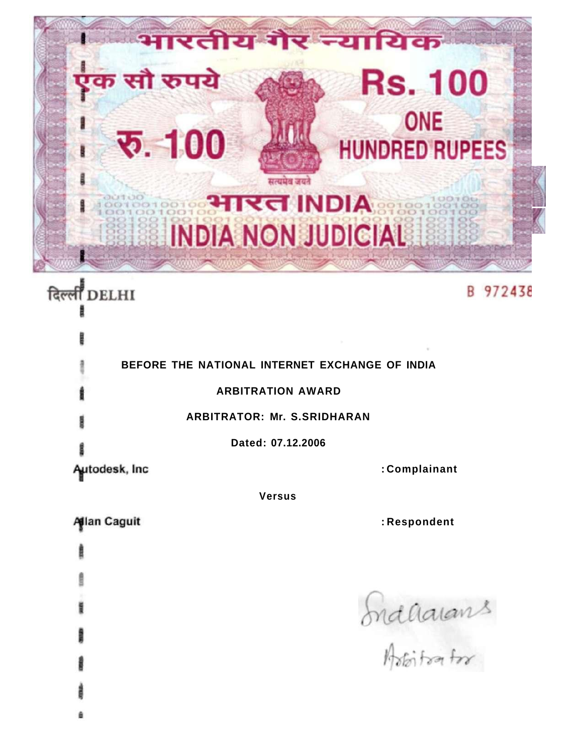भारतीय गैर न्यायिक

एक सौ रुपये

Rs. 100

रु. 100

ONE HUNDRED RUPEES

सत्यमेव जयते

भारत INDIA

INDIA NON JUDICIAL

दिल्ली DELHI

B 972438

**BEFORE THE NATIONAL INTERNET EXCHANGE OF INDIA**

**ARBITRATION AWARD**

**ARBITRATOR: Mr. S.SRIDHARAN**

**Dated: 07.12.2006**

**Autodesk, Inc** : **Complainant**

**Versus**

**Allan Caguit** : **Respondent**

Sridharan
Arbitrator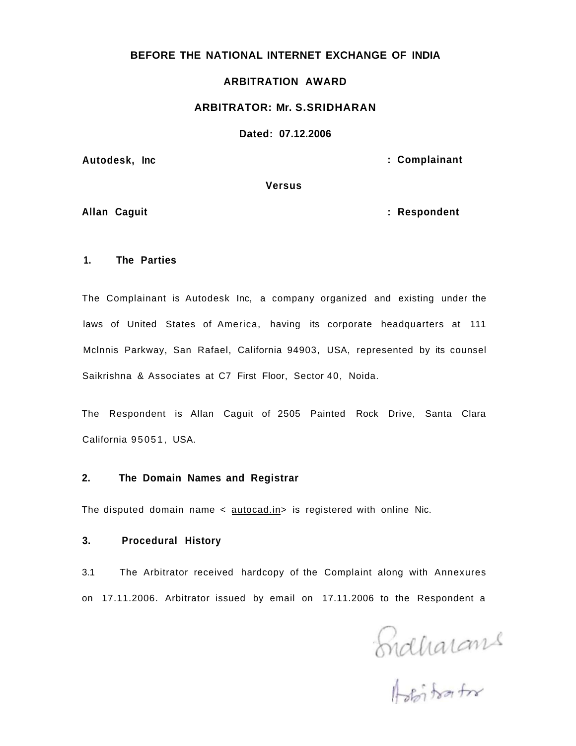**BEFORE THE NATIONAL INTERNET EXCHANGE OF INDIA**

**ARBITRATION AWARD**

**ARBITRATOR: Mr. S.SRIDHARAN**

**Dated: 07.12.2006**

**Autodesk, Inc** **: Complainant**

**Versus**

**Allan Caguit** **: Respondent**

## 1. The Parties

The Complainant is Autodesk Inc, a company organized and existing under the laws of United States of America, having its corporate headquarters at 111 Mclnnis Parkway, San Rafael, California 94903, USA, represented by its counsel Saikrishna & Associates at C7 First Floor, Sector 40, Noida.

The Respondent is Allan Caguit of 2505 Painted Rock Drive, Santa Clara California 95051, USA.

## 2. The Domain Names and Registrar

The disputed domain name < autocad.in> is registered with online Nic.

## 3. Procedural History

3.1 The Arbitrator received hardcopy of the Complaint along with Annexures on 17.11.2006. Arbitrator issued by email on 17.11.2006 to the Respondent a

Sridharan
Arbitrator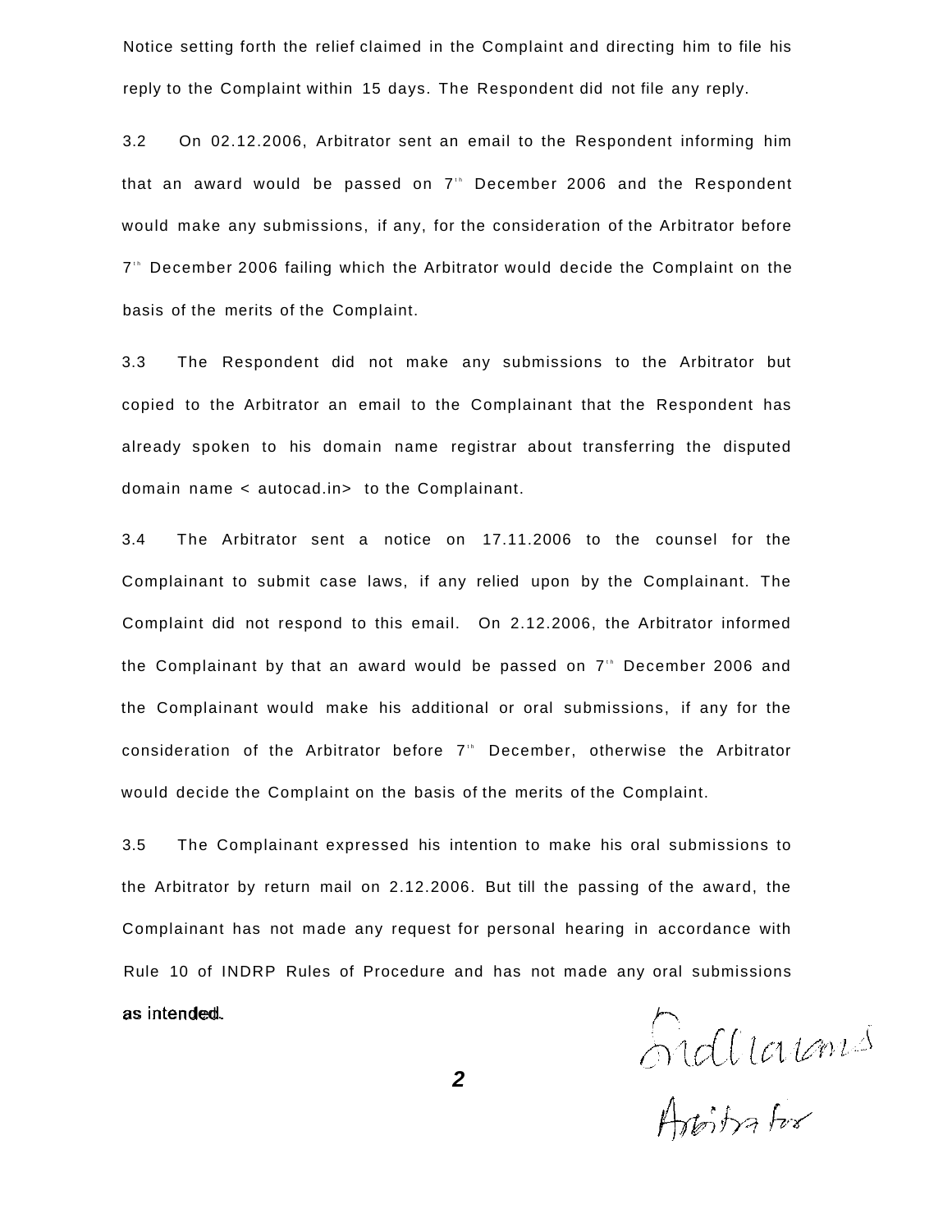Notice setting forth the relief claimed in the Complaint and directing him to file his reply to the Complaint within 15 days. The Respondent did not file any reply.

3.2 On 02.12.2006, Arbitrator sent an email to the Respondent informing him that an award would be passed on 7th December 2006 and the Respondent would make any submissions, if any, for the consideration of the Arbitrator before 7th December 2006 failing which the Arbitrator would decide the Complaint on the basis of the merits of the Complaint.

3.3 The Respondent did not make any submissions to the Arbitrator but copied to the Arbitrator an email to the Complainant that the Respondent has already spoken to his domain name registrar about transferring the disputed domain name < autocad.in> to the Complainant.

3.4 The Arbitrator sent a notice on 17.11.2006 to the counsel for the Complainant to submit case laws, if any relied upon by the Complainant. The Complaint did not respond to this email. On 2.12.2006, the Arbitrator informed the Complainant by that an award would be passed on 7th December 2006 and the Complainant would make his additional or oral submissions, if any for the consideration of the Arbitrator before 7th December, otherwise the Arbitrator would decide the Complaint on the basis of the merits of the Complaint.

3.5 The Complainant expressed his intention to make his oral submissions to the Arbitrator by return mail on 2.12.2006. But till the passing of the award, the Complainant has not made any request for personal hearing in accordance with Rule 10 of INDRP Rules of Procedure and has not made any oral submissions as intended.

Arbitrator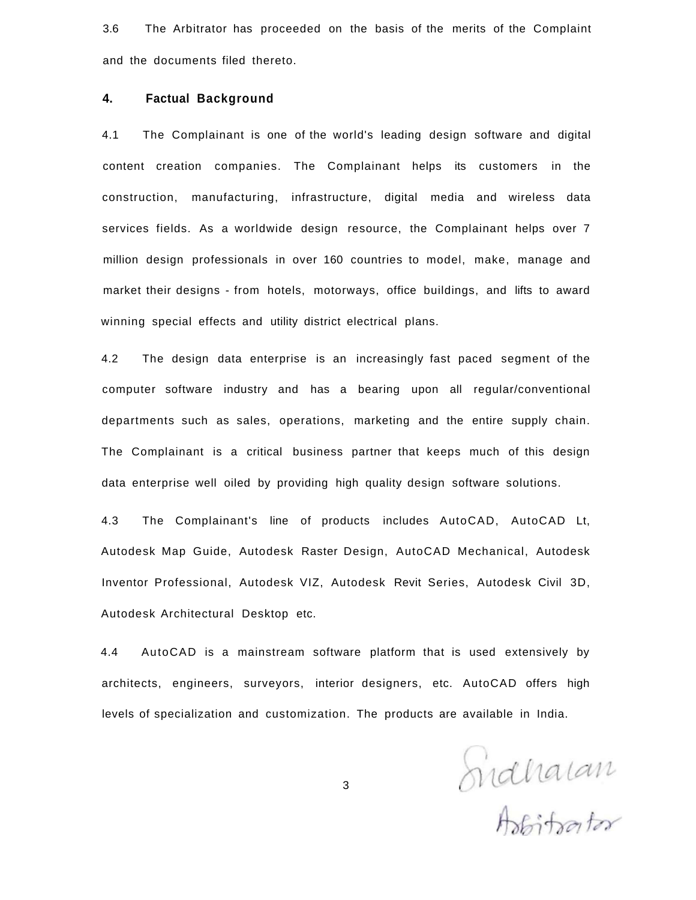3.6 The Arbitrator has proceeded on the basis of the merits of the Complaint and the documents filed thereto.

## 4. Factual Background

4.1 The Complainant is one of the world's leading design software and digital content creation companies. The Complainant helps its customers in the construction, manufacturing, infrastructure, digital media and wireless data services fields. As a worldwide design resource, the Complainant helps over 7 million design professionals in over 160 countries to model, make, manage and market their designs - from hotels, motorways, office buildings, and lifts to award winning special effects and utility district electrical plans.

4.2 The design data enterprise is an increasingly fast paced segment of the computer software industry and has a bearing upon all regular/conventional departments such as sales, operations, marketing and the entire supply chain. The Complainant is a critical business partner that keeps much of this design data enterprise well oiled by providing high quality design software solutions.

4.3 The Complainant's line of products includes AutoCAD, AutoCAD Lt, Autodesk Map Guide, Autodesk Raster Design, AutoCAD Mechanical, Autodesk Inventor Professional, Autodesk VIZ, Autodesk Revit Series, Autodesk Civil 3D, Autodesk Architectural Desktop etc.

4.4 AutoCAD is a mainstream software platform that is used extensively by architects, engineers, surveyors, interior designers, etc. AutoCAD offers high levels of specialization and customization. The products are available in India.

Sridharan
Arbitrator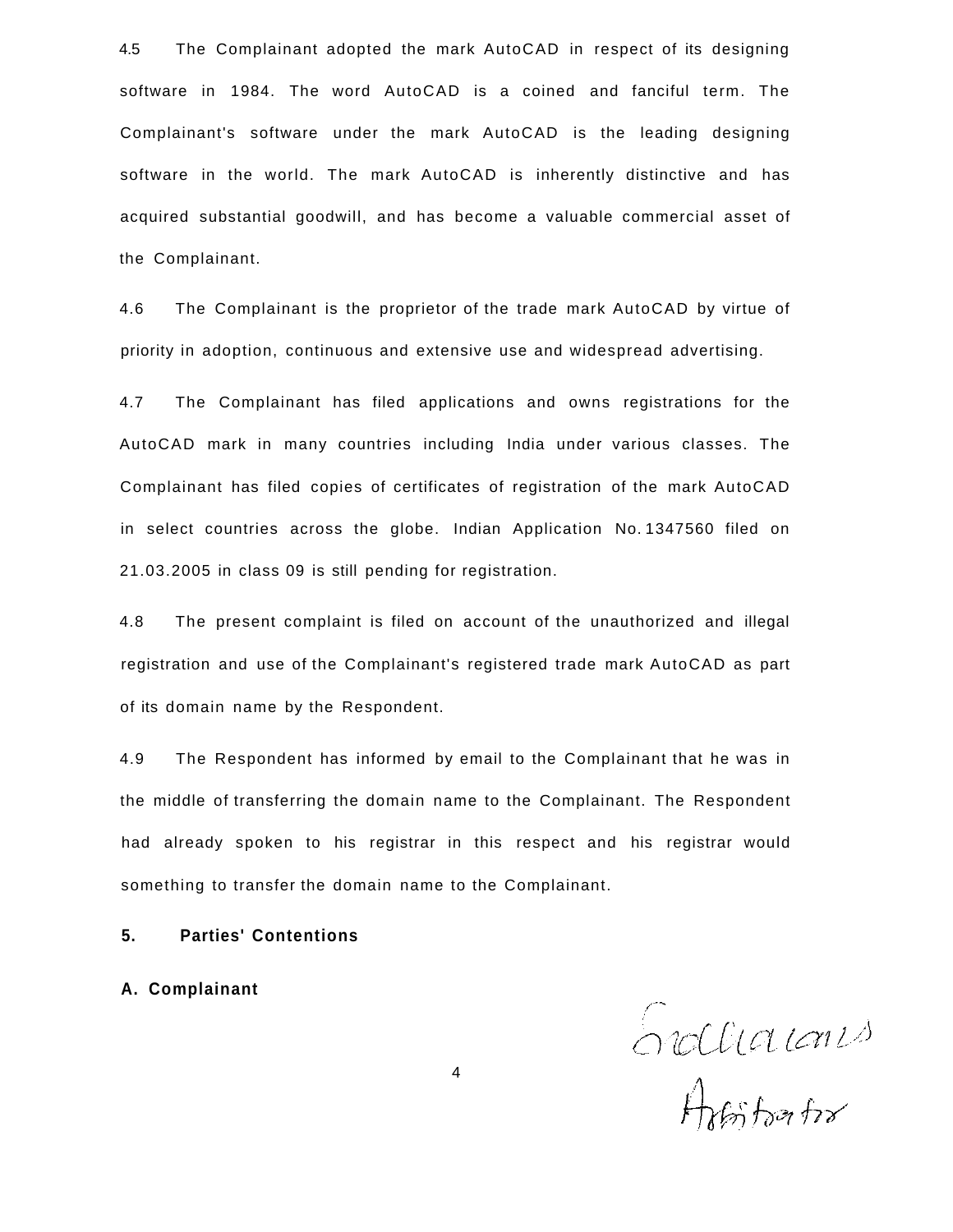4.5 The Complainant adopted the mark AutoCAD in respect of its designing software in 1984. The word AutoCAD is a coined and fanciful term. The Complainant's software under the mark AutoCAD is the leading designing software in the world. The mark AutoCAD is inherently distinctive and has acquired substantial goodwill, and has become a valuable commercial asset of the Complainant.

4.6 The Complainant is the proprietor of the trade mark AutoCAD by virtue of priority in adoption, continuous and extensive use and widespread advertising.

4.7 The Complainant has filed applications and owns registrations for the AutoCAD mark in many countries including India under various classes. The Complainant has filed copies of certificates of registration of the mark AutoCAD in select countries across the globe. Indian Application No. 1347560 filed on 21.03.2005 in class 09 is still pending for registration.

4.8 The present complaint is filed on account of the unauthorized and illegal registration and use of the Complainant's registered trade mark AutoCAD as part of its domain name by the Respondent.

4.9 The Respondent has informed by email to the Complainant that he was in the middle of transferring the domain name to the Complainant. The Respondent had already spoken to his registrar in this respect and his registrar would something to transfer the domain name to the Complainant.

**5. Parties' Contentions**

**A. Complainant**

Sridharan
Arbitrator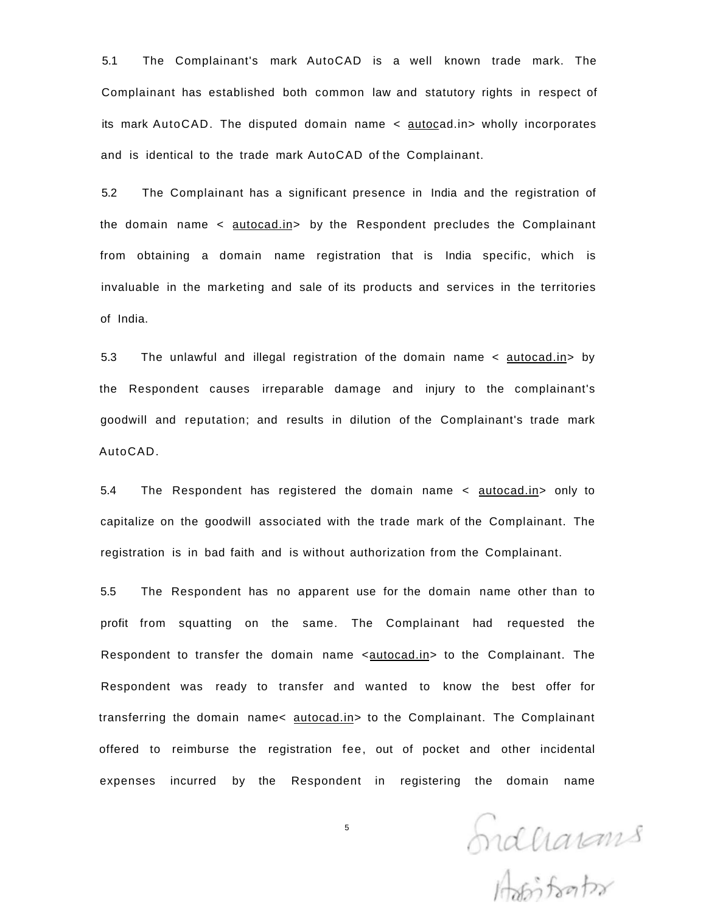5.1 The Complainant's mark AutoCAD is a well known trade mark. The Complainant has established both common law and statutory rights in respect of its mark AutoCAD. The disputed domain name < autocad.in> wholly incorporates and is identical to the trade mark AutoCAD of the Complainant.

5.2 The Complainant has a significant presence in India and the registration of the domain name < autocad.in> by the Respondent precludes the Complainant from obtaining a domain name registration that is India specific, which is invaluable in the marketing and sale of its products and services in the territories of India.

5.3 The unlawful and illegal registration of the domain name < autocad.in> by the Respondent causes irreparable damage and injury to the complainant's goodwill and reputation; and results in dilution of the Complainant's trade mark AutoCAD.

5.4 The Respondent has registered the domain name < autocad.in> only to capitalize on the goodwill associated with the trade mark of the Complainant. The registration is in bad faith and is without authorization from the Complainant.

5.5 The Respondent has no apparent use for the domain name other than to profit from squatting on the same. The Complainant had requested the Respondent to transfer the domain name <autocad.in> to the Complainant. The Respondent was ready to transfer and wanted to know the best offer for transferring the domain name< autocad.in> to the Complainant. The Complainant offered to reimburse the registration fee, out of pocket and other incidental expenses incurred by the Respondent in registering the domain name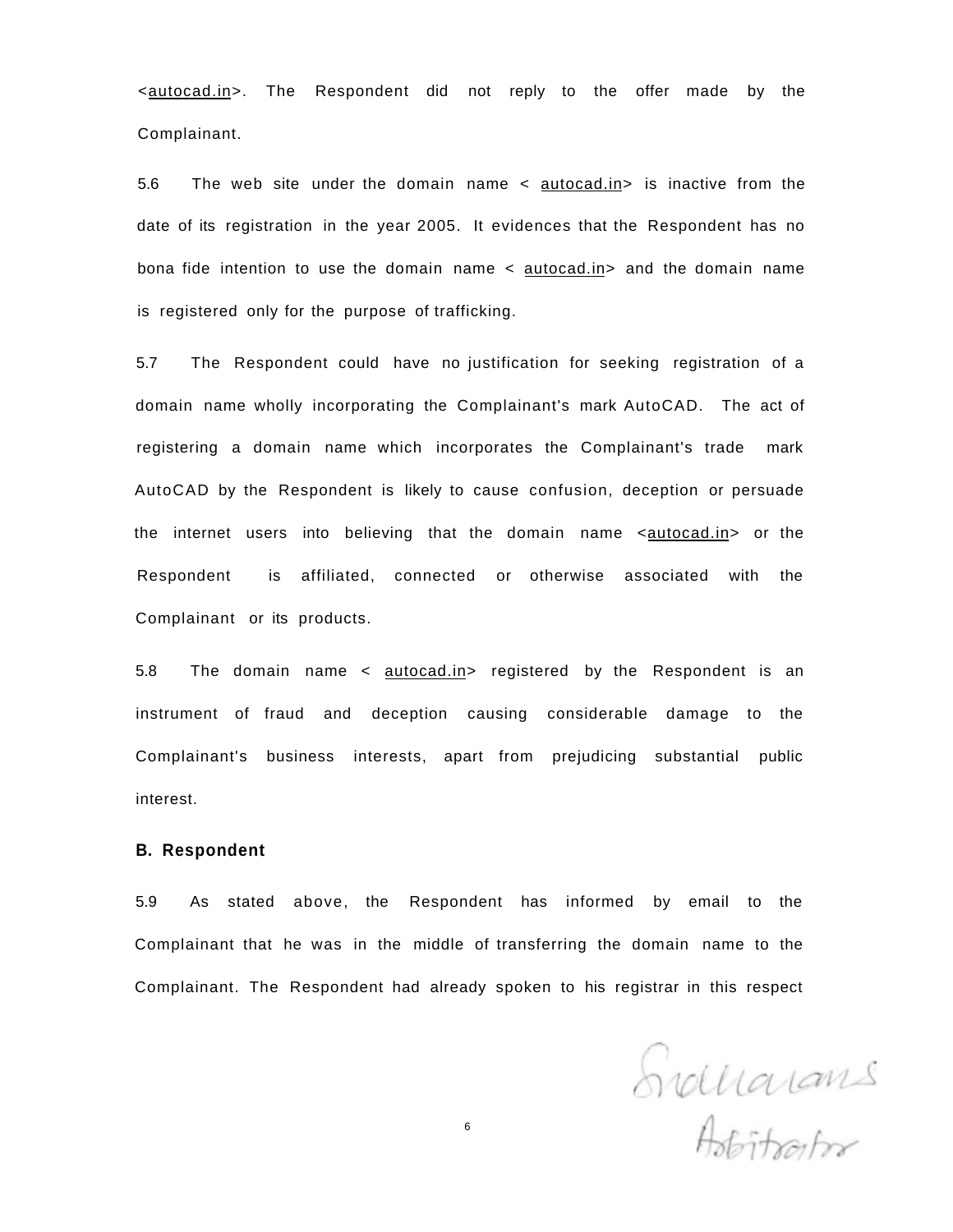<autocad.in>. The Respondent did not reply to the offer made by the Complainant.

5.6 The web site under the domain name < autocad.in> is inactive from the date of its registration in the year 2005. It evidences that the Respondent has no bona fide intention to use the domain name < autocad.in> and the domain name is registered only for the purpose of trafficking.

5.7 The Respondent could have no justification for seeking registration of a domain name wholly incorporating the Complainant's mark AutoCAD. The act of registering a domain name which incorporates the Complainant's trade mark AutoCAD by the Respondent is likely to cause confusion, deception or persuade the internet users into believing that the domain name <autocad.in> or the Respondent is affiliated, connected or otherwise associated with the Complainant or its products.

5.8 The domain name < autocad.in> registered by the Respondent is an instrument of fraud and deception causing considerable damage to the Complainant's business interests, apart from prejudicing substantial public interest.

**B. Respondent**

5.9 As stated above, the Respondent has informed by email to the Complainant that he was in the middle of transferring the domain name to the Complainant. The Respondent had already spoken to his registrar in this respect

Sridharans
Arbitrator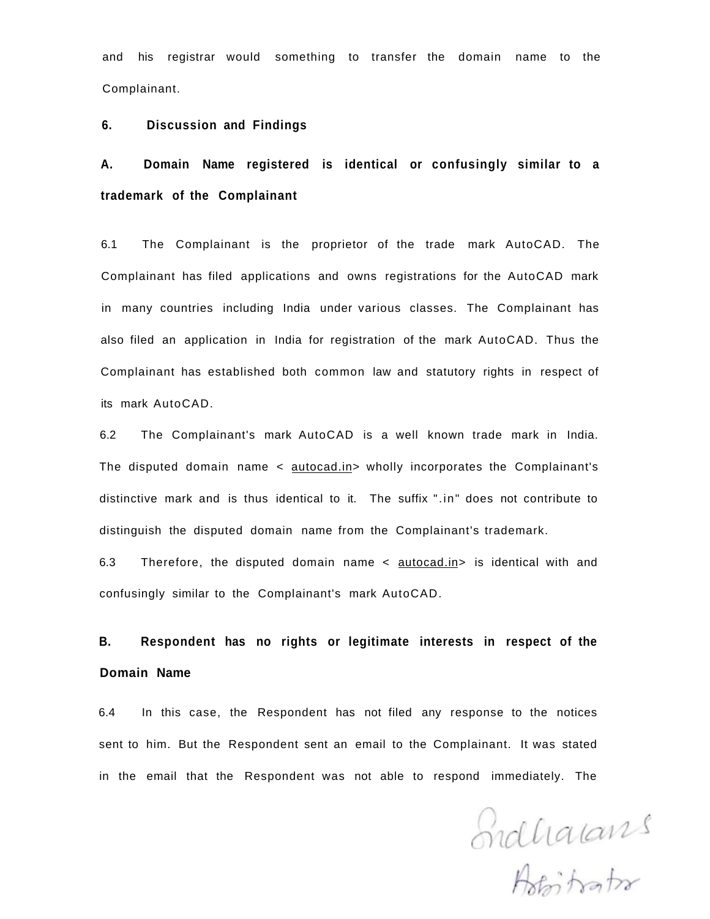and his registrar would something to transfer the domain name to the Complainant.

## 6. Discussion and Findings

### A. Domain Name registered is identical or confusingly similar to a trademark of the Complainant

6.1 The Complainant is the proprietor of the trade mark AutoCAD. The Complainant has filed applications and owns registrations for the AutoCAD mark in many countries including India under various classes. The Complainant has also filed an application in India for registration of the mark AutoCAD. Thus the Complainant has established both common law and statutory rights in respect of its mark AutoCAD.

6.2 The Complainant's mark AutoCAD is a well known trade mark in India. The disputed domain name < autocad.in> wholly incorporates the Complainant's distinctive mark and is thus identical to it. The suffix ".in" does not contribute to distinguish the disputed domain name from the Complainant's trademark.

6.3 Therefore, the disputed domain name < autocad.in> is identical with and confusingly similar to the Complainant's mark AutoCAD.

### B. Respondent has no rights or legitimate interests in respect of the Domain Name

6.4 In this case, the Respondent has not filed any response to the notices sent to him. But the Respondent sent an email to the Complainant. It was stated in the email that the Respondent was not able to respond immediately. The

Sridharans
Arbitrator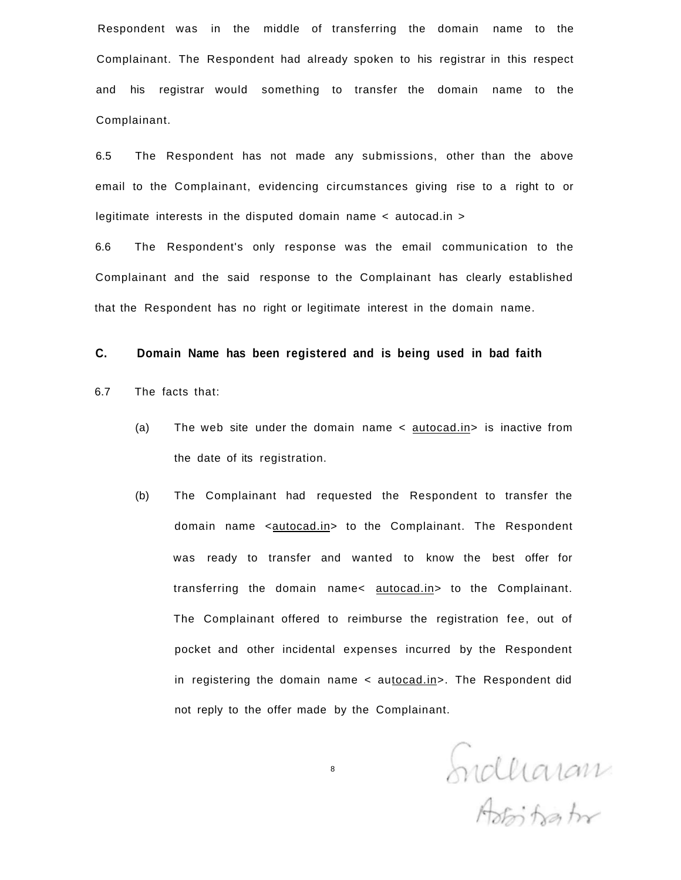Respondent was in the middle of transferring the domain name to the Complainant. The Respondent had already spoken to his registrar in this respect and his registrar would something to transfer the domain name to the Complainant.

6.5 The Respondent has not made any submissions, other than the above email to the Complainant, evidencing circumstances giving rise to a right to or legitimate interests in the disputed domain name < autocad.in >

6.6 The Respondent's only response was the email communication to the Complainant and the said response to the Complainant has clearly established that the Respondent has no right or legitimate interest in the domain name.

**C. Domain Name has been registered and is being used in bad faith**

6.7 The facts that:

(a) The web site under the domain name < autocad.in> is inactive from the date of its registration.

(b) The Complainant had requested the Respondent to transfer the domain name <autocad.in> to the Complainant. The Respondent was ready to transfer and wanted to know the best offer for transferring the domain name< autocad.in> to the Complainant. The Complainant offered to reimburse the registration fee, out of pocket and other incidental expenses incurred by the Respondent in registering the domain name < autocad.in>. The Respondent did not reply to the offer made by the Complainant.

Sridharan
Arbitrator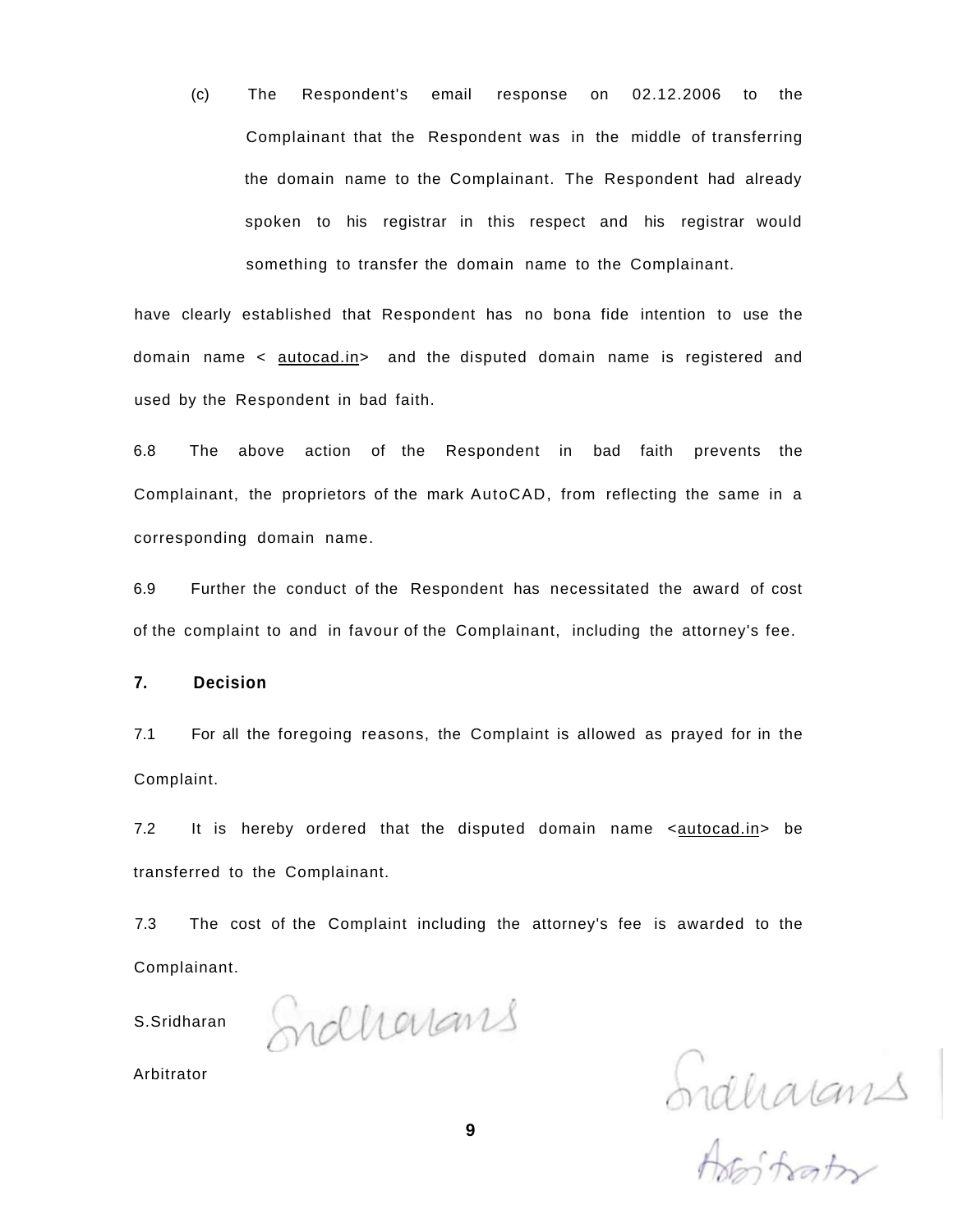(c) The Respondent's email response on 02.12.2006 to the Complainant that the Respondent was in the middle of transferring the domain name to the Complainant. The Respondent had already spoken to his registrar in this respect and his registrar would something to transfer the domain name to the Complainant.

have clearly established that Respondent has no bona fide intention to use the domain name < autocad.in> and the disputed domain name is registered and used by the Respondent in bad faith.

6.8 The above action of the Respondent in bad faith prevents the Complainant, the proprietors of the mark AutoCAD, from reflecting the same in a corresponding domain name.

6.9 Further the conduct of the Respondent has necessitated the award of cost of the complaint to and in favour of the Complainant, including the attorney's fee.

## 7. Decision

7.1 For all the foregoing reasons, the Complaint is allowed as prayed for in the Complaint.

7.2 It is hereby ordered that the disputed domain name <autocad.in> be transferred to the Complainant.

7.3 The cost of the Complaint including the attorney's fee is awarded to the Complainant.

S.Sridharan

Arbitrator